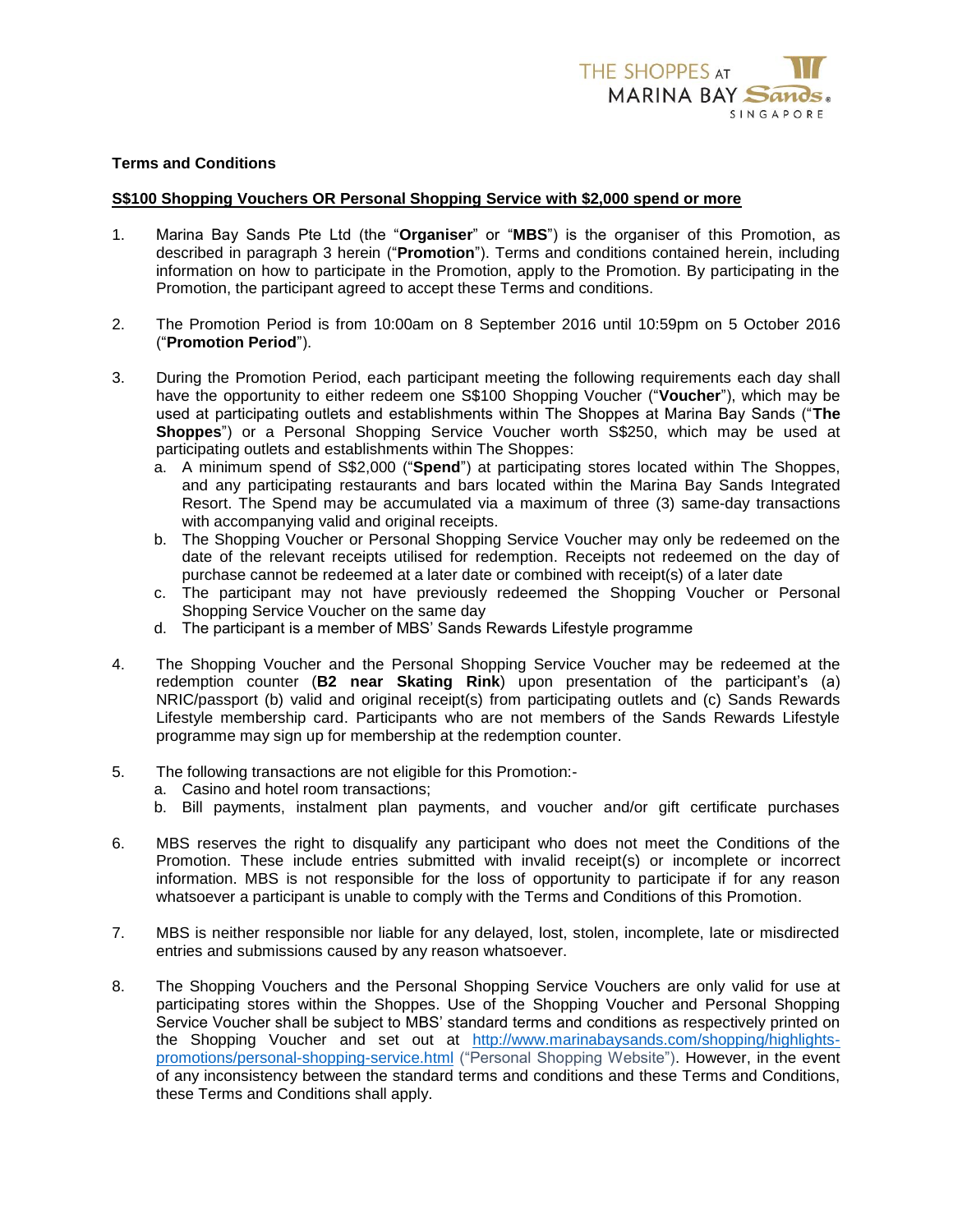**Terms and Conditions**

**S$100 Shopping Vouchers OR Personal Shopping Service with $2,000 spend or more**

1. Marina Bay Sands Pte Ltd (the "**Organiser**" or "**MBS**") is the organiser of this Promotion, as described in paragraph 3 herein ("**Promotion**"). Terms and conditions contained herein, including information on how to participate in the Promotion, apply to the Promotion. By participating in the Promotion, the participant agreed to accept these Terms and conditions.

2. The Promotion Period is from 10:00am on 8 September 2016 until 10:59pm on 5 October 2016 ("**Promotion Period**").

3. During the Promotion Period, each participant meeting the following requirements each day shall have the opportunity to either redeem one S$100 Shopping Voucher ("**Voucher**"), which may be used at participating outlets and establishments within The Shoppes at Marina Bay Sands ("**The Shoppes**") or a Personal Shopping Service Voucher worth S$250, which may be used at participating outlets and establishments within The Shoppes:
   a. A minimum spend of S$2,000 ("**Spend**") at participating stores located within The Shoppes, and any participating restaurants and bars located within the Marina Bay Sands Integrated Resort. The Spend may be accumulated via a maximum of three (3) same-day transactions with accompanying valid and original receipts.
   b. The Shopping Voucher or Personal Shopping Service Voucher may only be redeemed on the date of the relevant receipts utilised for redemption. Receipts not redeemed on the day of purchase cannot be redeemed at a later date or combined with receipt(s) of a later date
   c. The participant may not have previously redeemed the Shopping Voucher or Personal Shopping Service Voucher on the same day
   d. The participant is a member of MBS' Sands Rewards Lifestyle programme

4. The Shopping Voucher and the Personal Shopping Service Voucher may be redeemed at the redemption counter (**B2 near Skating Rink**) upon presentation of the participant's (a) NRIC/passport (b) valid and original receipt(s) from participating outlets and (c) Sands Rewards Lifestyle membership card. Participants who are not members of the Sands Rewards Lifestyle programme may sign up for membership at the redemption counter.

5. The following transactions are not eligible for this Promotion:-
   a. Casino and hotel room transactions;
   b. Bill payments, instalment plan payments, and voucher and/or gift certificate purchases

6. MBS reserves the right to disqualify any participant who does not meet the Conditions of the Promotion. These include entries submitted with invalid receipt(s) or incomplete or incorrect information. MBS is not responsible for the loss of opportunity to participate if for any reason whatsoever a participant is unable to comply with the Terms and Conditions of this Promotion.

7. MBS is neither responsible nor liable for any delayed, lost, stolen, incomplete, late or misdirected entries and submissions caused by any reason whatsoever.

8. The Shopping Vouchers and the Personal Shopping Service Vouchers are only valid for use at participating stores within the Shoppes. Use of the Shopping Voucher and Personal Shopping Service Voucher shall be subject to MBS' standard terms and conditions as respectively printed on the Shopping Voucher and set out at http://www.marinabaysands.com/shopping/highlights-promotions/personal-shopping-service.html ("Personal Shopping Website"). However, in the event of any inconsistency between the standard terms and conditions and these Terms and Conditions, these Terms and Conditions shall apply.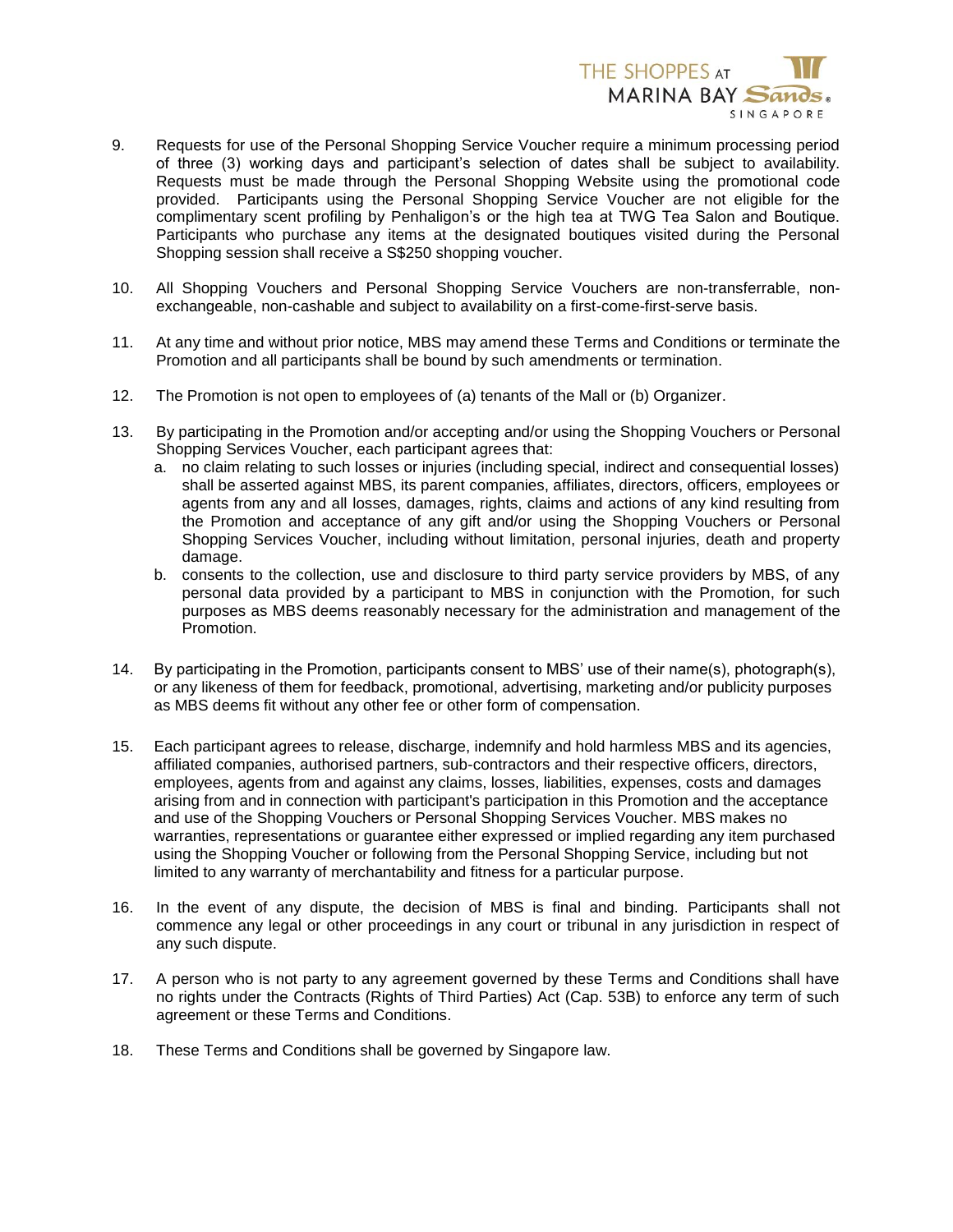9. Requests for use of the Personal Shopping Service Voucher require a minimum processing period of three (3) working days and participant's selection of dates shall be subject to availability. Requests must be made through the Personal Shopping Website using the promotional code provided. Participants using the Personal Shopping Service Voucher are not eligible for the complimentary scent profiling by Penhaligon's or the high tea at TWG Tea Salon and Boutique. Participants who purchase any items at the designated boutiques visited during the Personal Shopping session shall receive a S$250 shopping voucher.

10. All Shopping Vouchers and Personal Shopping Service Vouchers are non-transferrable, non-exchangeable, non-cashable and subject to availability on a first-come-first-serve basis.

11. At any time and without prior notice, MBS may amend these Terms and Conditions or terminate the Promotion and all participants shall be bound by such amendments or termination.

12. The Promotion is not open to employees of (a) tenants of the Mall or (b) Organizer.

13. By participating in the Promotion and/or accepting and/or using the Shopping Vouchers or Personal Shopping Services Voucher, each participant agrees that:
    a. no claim relating to such losses or injuries (including special, indirect and consequential losses) shall be asserted against MBS, its parent companies, affiliates, directors, officers, employees or agents from any and all losses, damages, rights, claims and actions of any kind resulting from the Promotion and acceptance of any gift and/or using the Shopping Vouchers or Personal Shopping Services Voucher, including without limitation, personal injuries, death and property damage.
    b. consents to the collection, use and disclosure to third party service providers by MBS, of any personal data provided by a participant to MBS in conjunction with the Promotion, for such purposes as MBS deems reasonably necessary for the administration and management of the Promotion.

14. By participating in the Promotion, participants consent to MBS' use of their name(s), photograph(s), or any likeness of them for feedback, promotional, advertising, marketing and/or publicity purposes as MBS deems fit without any other fee or other form of compensation.

15. Each participant agrees to release, discharge, indemnify and hold harmless MBS and its agencies, affiliated companies, authorised partners, sub-contractors and their respective officers, directors, employees, agents from and against any claims, losses, liabilities, expenses, costs and damages arising from and in connection with participant's participation in this Promotion and the acceptance and use of the Shopping Vouchers or Personal Shopping Services Voucher. MBS makes no warranties, representations or guarantee either expressed or implied regarding any item purchased using the Shopping Voucher or following from the Personal Shopping Service, including but not limited to any warranty of merchantability and fitness for a particular purpose.

16. In the event of any dispute, the decision of MBS is final and binding. Participants shall not commence any legal or other proceedings in any court or tribunal in any jurisdiction in respect of any such dispute.

17. A person who is not party to any agreement governed by these Terms and Conditions shall have no rights under the Contracts (Rights of Third Parties) Act (Cap. 53B) to enforce any term of such agreement or these Terms and Conditions.

18. These Terms and Conditions shall be governed by Singapore law.